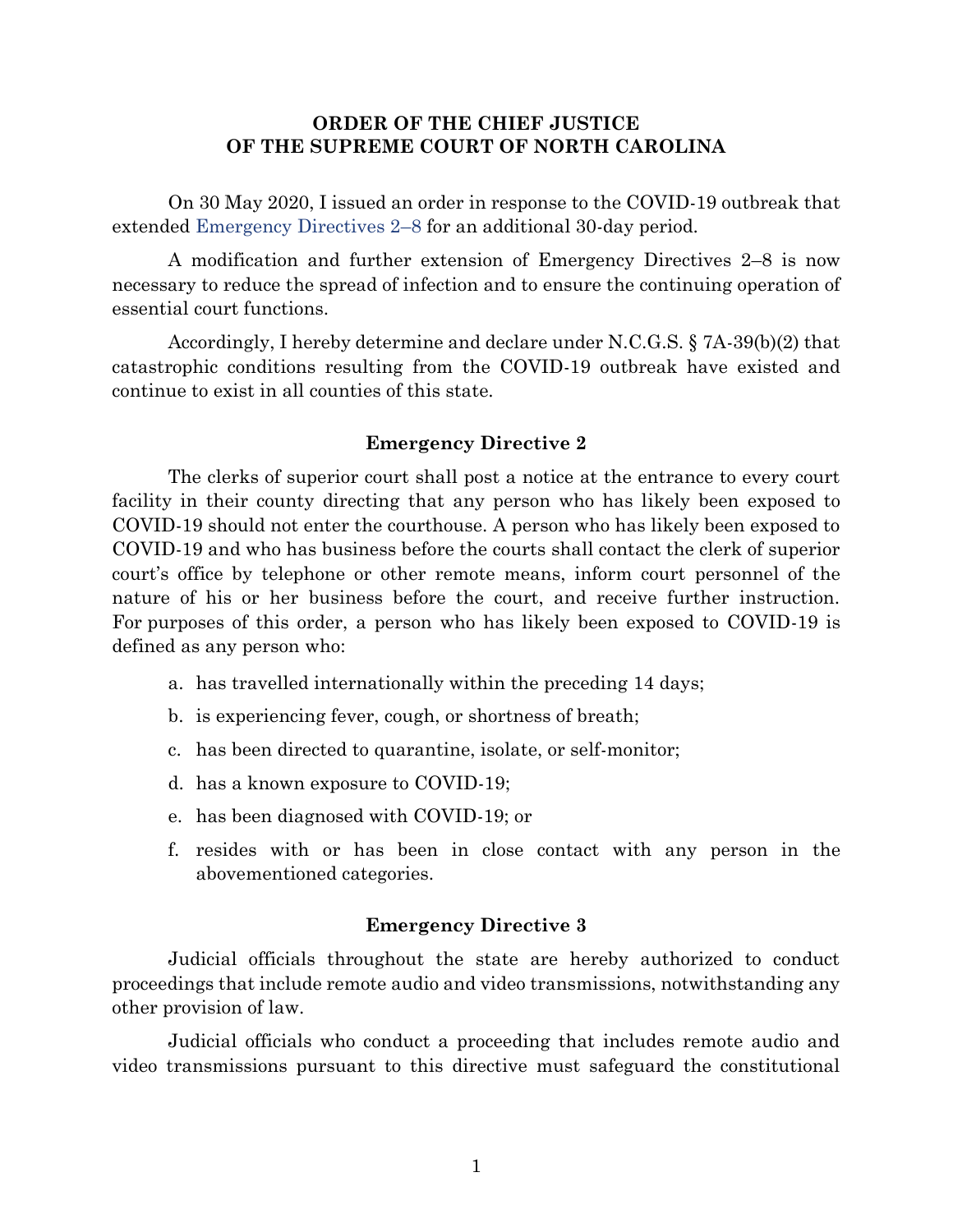# ORDER OF THE CHIEF JUSTICE OF THE SUPREME COURT OF NORTH CAROLINA

On 30 May 2020, I issued an order in response to the COVID-19 outbreak that extended Emergency Directives 2–8 for an additional 30-day period.

A modification and further extension of Emergency Directives 2–8 is now necessary to reduce the spread of infection and to ensure the continuing operation of essential court functions.

Accordingly, I hereby determine and declare under N.C.G.S. § 7A-39(b)(2) that catastrophic conditions resulting from the COVID-19 outbreak have existed and continue to exist in all counties of this state.

## Emergency Directive 2

The clerks of superior court shall post a notice at the entrance to every court facility in their county directing that any person who has likely been exposed to COVID-19 should not enter the courthouse. A person who has likely been exposed to COVID-19 and who has business before the courts shall contact the clerk of superior court's office by telephone or other remote means, inform court personnel of the nature of his or her business before the court, and receive further instruction. For purposes of this order, a person who has likely been exposed to COVID-19 is defined as any person who:

a. has travelled internationally within the preceding 14 days;
b. is experiencing fever, cough, or shortness of breath;
c. has been directed to quarantine, isolate, or self-monitor;
d. has a known exposure to COVID-19;
e. has been diagnosed with COVID-19; or
f. resides with or has been in close contact with any person in the abovementioned categories.

## Emergency Directive 3

Judicial officials throughout the state are hereby authorized to conduct proceedings that include remote audio and video transmissions, notwithstanding any other provision of law.

Judicial officials who conduct a proceeding that includes remote audio and video transmissions pursuant to this directive must safeguard the constitutional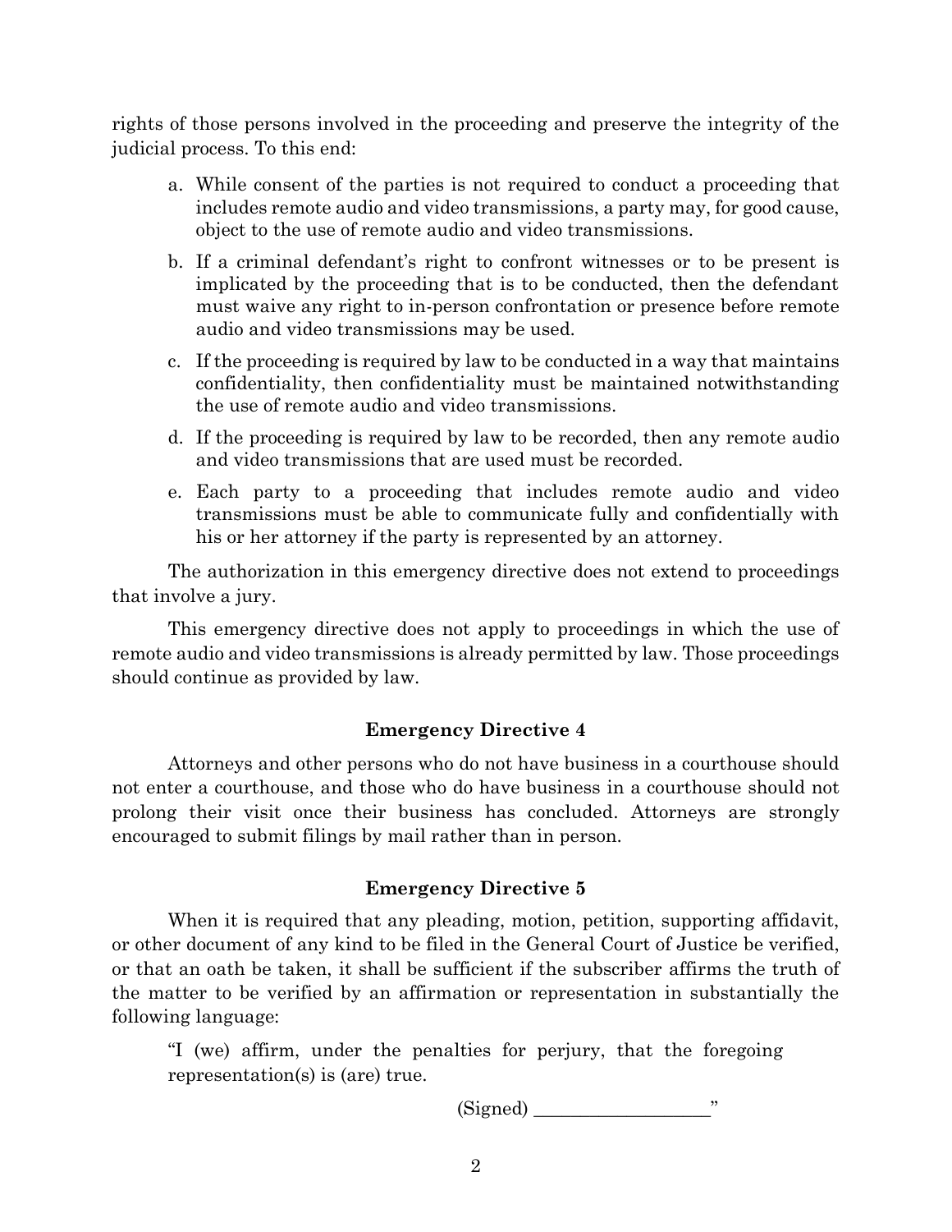rights of those persons involved in the proceeding and preserve the integrity of the judicial process. To this end:

a. While consent of the parties is not required to conduct a proceeding that includes remote audio and video transmissions, a party may, for good cause, object to the use of remote audio and video transmissions.

b. If a criminal defendant's right to confront witnesses or to be present is implicated by the proceeding that is to be conducted, then the defendant must waive any right to in-person confrontation or presence before remote audio and video transmissions may be used.

c. If the proceeding is required by law to be conducted in a way that maintains confidentiality, then confidentiality must be maintained notwithstanding the use of remote audio and video transmissions.

d. If the proceeding is required by law to be recorded, then any remote audio and video transmissions that are used must be recorded.

e. Each party to a proceeding that includes remote audio and video transmissions must be able to communicate fully and confidentially with his or her attorney if the party is represented by an attorney.

The authorization in this emergency directive does not extend to proceedings that involve a jury.

This emergency directive does not apply to proceedings in which the use of remote audio and video transmissions is already permitted by law. Those proceedings should continue as provided by law.

**Emergency Directive 4**

Attorneys and other persons who do not have business in a courthouse should not enter a courthouse, and those who do have business in a courthouse should not prolong their visit once their business has concluded. Attorneys are strongly encouraged to submit filings by mail rather than in person.

**Emergency Directive 5**

When it is required that any pleading, motion, petition, supporting affidavit, or other document of any kind to be filed in the General Court of Justice be verified, or that an oath be taken, it shall be sufficient if the subscriber affirms the truth of the matter to be verified by an affirmation or representation in substantially the following language:

> "I (we) affirm, under the penalties for perjury, that the foregoing representation(s) is (are) true.
>
> (Signed) ___________________"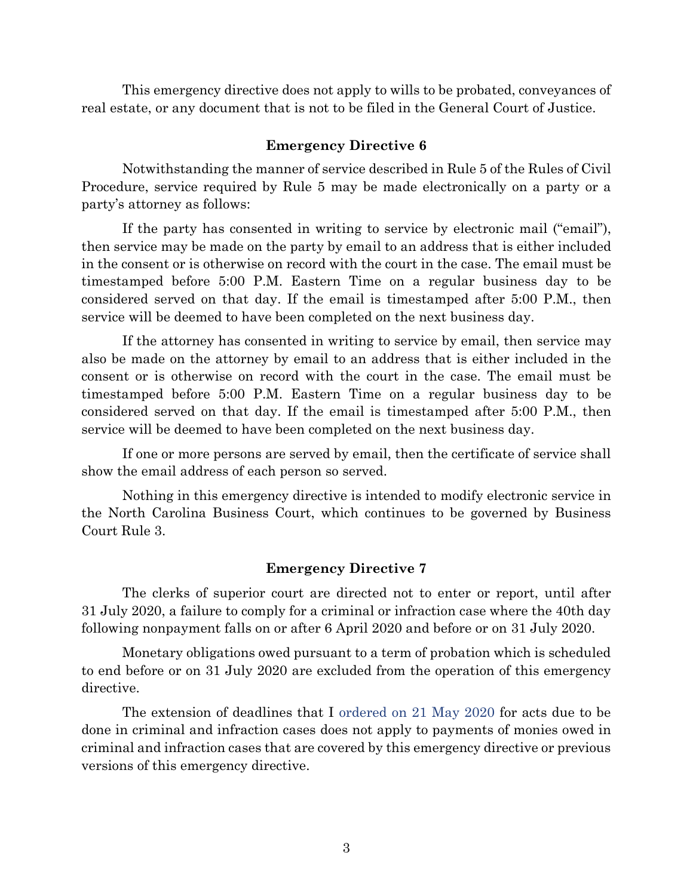This emergency directive does not apply to wills to be probated, conveyances of real estate, or any document that is not to be filed in the General Court of Justice.

### Emergency Directive 6

Notwithstanding the manner of service described in Rule 5 of the Rules of Civil Procedure, service required by Rule 5 may be made electronically on a party or a party's attorney as follows:

If the party has consented in writing to service by electronic mail ("email"), then service may be made on the party by email to an address that is either included in the consent or is otherwise on record with the court in the case. The email must be timestamped before 5:00 P.M. Eastern Time on a regular business day to be considered served on that day. If the email is timestamped after 5:00 P.M., then service will be deemed to have been completed on the next business day.

If the attorney has consented in writing to service by email, then service may also be made on the attorney by email to an address that is either included in the consent or is otherwise on record with the court in the case. The email must be timestamped before 5:00 P.M. Eastern Time on a regular business day to be considered served on that day. If the email is timestamped after 5:00 P.M., then service will be deemed to have been completed on the next business day.

If one or more persons are served by email, then the certificate of service shall show the email address of each person so served.

Nothing in this emergency directive is intended to modify electronic service in the North Carolina Business Court, which continues to be governed by Business Court Rule 3.

### Emergency Directive 7

The clerks of superior court are directed not to enter or report, until after 31 July 2020, a failure to comply for a criminal or infraction case where the 40th day following nonpayment falls on or after 6 April 2020 and before or on 31 July 2020.

Monetary obligations owed pursuant to a term of probation which is scheduled to end before or on 31 July 2020 are excluded from the operation of this emergency directive.

The extension of deadlines that I ordered on 21 May 2020 for acts due to be done in criminal and infraction cases does not apply to payments of monies owed in criminal and infraction cases that are covered by this emergency directive or previous versions of this emergency directive.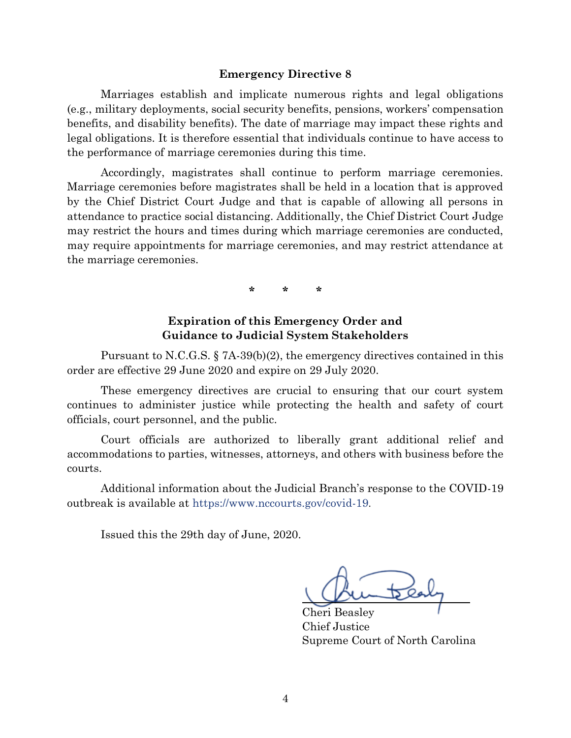**Emergency Directive 8**

Marriages establish and implicate numerous rights and legal obligations (e.g., military deployments, social security benefits, pensions, workers' compensation benefits, and disability benefits). The date of marriage may impact these rights and legal obligations. It is therefore essential that individuals continue to have access to the performance of marriage ceremonies during this time.

Accordingly, magistrates shall continue to perform marriage ceremonies. Marriage ceremonies before magistrates shall be held in a location that is approved by the Chief District Court Judge and that is capable of allowing all persons in attendance to practice social distancing. Additionally, the Chief District Court Judge may restrict the hours and times during which marriage ceremonies are conducted, may require appointments for marriage ceremonies, and may restrict attendance at the marriage ceremonies.

\*　　\*　　\*

**Expiration of this Emergency Order and Guidance to Judicial System Stakeholders**

Pursuant to N.C.G.S. § 7A-39(b)(2), the emergency directives contained in this order are effective 29 June 2020 and expire on 29 July 2020.

These emergency directives are crucial to ensuring that our court system continues to administer justice while protecting the health and safety of court officials, court personnel, and the public.

Court officials are authorized to liberally grant additional relief and accommodations to parties, witnesses, attorneys, and others with business before the courts.

Additional information about the Judicial Branch's response to the COVID-19 outbreak is available at https://www.nccourts.gov/covid-19.

Issued this the 29th day of June, 2020.

Cheri Beasley
Chief Justice
Supreme Court of North Carolina